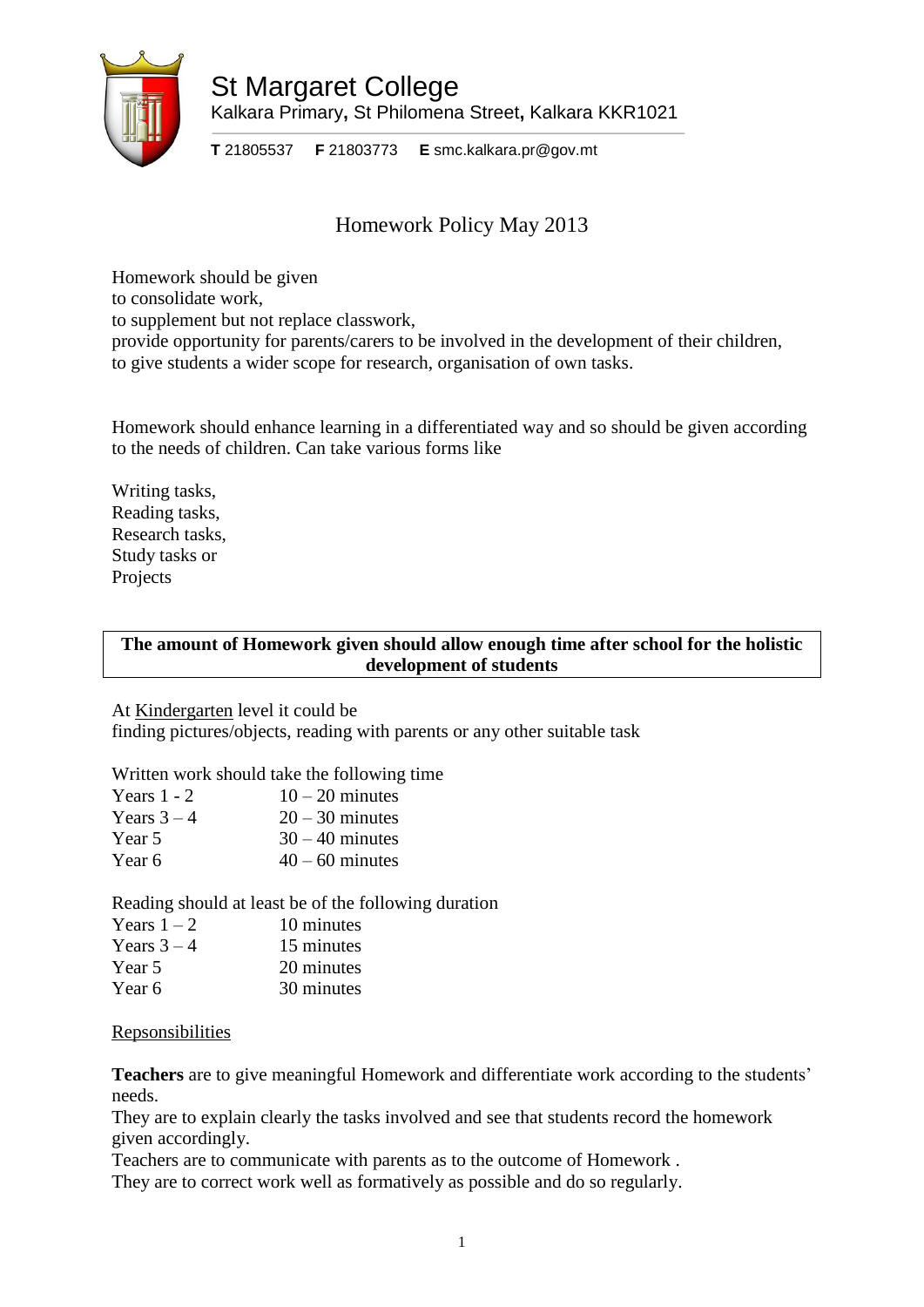# St Margaret College

Kalkara Primary, St Philomena Street, Kalkara KKR1021

**T** 21805537 **F** 21803773 **E** smc.kalkara.pr@gov.mt

## Homework Policy May 2013

Homework should be given
to consolidate work,
to supplement but not replace classwork,
provide opportunity for parents/carers to be involved in the development of their children,
to give students a wider scope for research, organisation of own tasks.

Homework should enhance learning in a differentiated way and so should be given according to the needs of children. Can take various forms like

Writing tasks,
Reading tasks,
Research tasks,
Study tasks or
Projects

**The amount of Homework given should allow enough time after school for the holistic development of students**

At Kindergarten level it could be
finding pictures/objects, reading with parents or any other suitable task

Written work should take the following time

| | |
|---|---|
| Years 1 - 2 | 10 – 20 minutes |
| Years 3 – 4 | 20 – 30 minutes |
| Year 5 | 30 – 40 minutes |
| Year 6 | 40 – 60 minutes |

Reading should at least be of the following duration

| | |
|---|---|
| Years 1 – 2 | 10 minutes |
| Years 3 – 4 | 15 minutes |
| Year 5 | 20 minutes |
| Year 6 | 30 minutes |

Repsonsibilities

**Teachers** are to give meaningful Homework and differentiate work according to the students' needs.
They are to explain clearly the tasks involved and see that students record the homework given accordingly.
Teachers are to communicate with parents as to the outcome of Homework .
They are to correct work well as formatively as possible and do so regularly.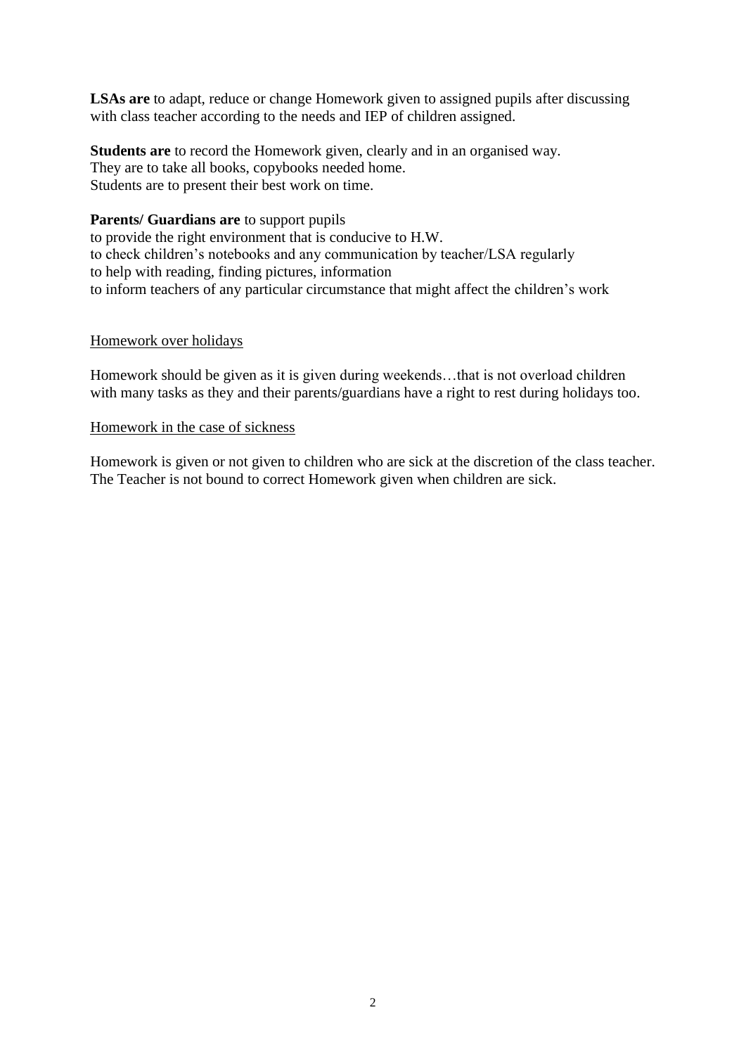**LSAs are** to adapt, reduce or change Homework given to assigned pupils after discussing with class teacher according to the needs and IEP of children assigned.

**Students are** to record the Homework given, clearly and in an organised way.
They are to take all books, copybooks needed home.
Students are to present their best work on time.

**Parents/ Guardians are** to support pupils
to provide the right environment that is conducive to H.W.
to check children's notebooks and any communication by teacher/LSA regularly
to help with reading, finding pictures, information
to inform teachers of any particular circumstance that might affect the children's work

<u>Homework over holidays</u>

Homework should be given as it is given during weekends…that is not overload children with many tasks as they and their parents/guardians have a right to rest during holidays too.

<u>Homework in the case of sickness</u>

Homework is given or not given to children who are sick at the discretion of the class teacher. The Teacher is not bound to correct Homework given when children are sick.